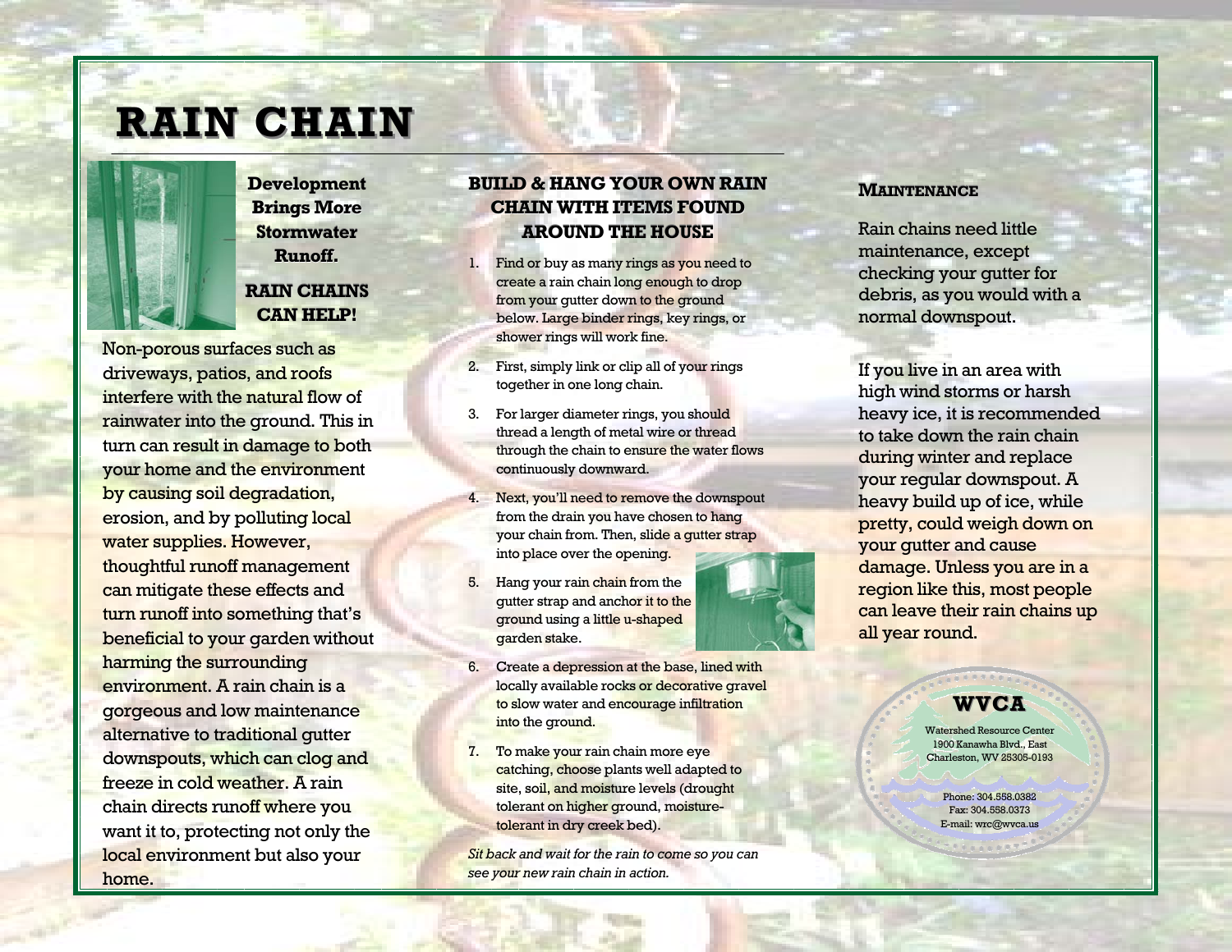# RAIN CHAIN

**Development Brings More Stormwater Runoff.**

**RAIN CHAINS CAN HELP!**

Non-porous surfaces such as driveways, patios, and roofs interfere with the natural flow of rainwater into the ground. This in turn can result in damage to both your home and the environment by causing soil degradation, erosion, and by polluting local water supplies. However, thoughtful runoff management can mitigate these effects and turn runoff into something that's beneficial to your garden without harming the surrounding environment. A rain chain is a gorgeous and low maintenance alternative to traditional gutter downspouts, which can clog and freeze in cold weather. A rain chain directs runoff where you want it to, protecting not only the local environment but also your home.

## BUILD & HANG YOUR OWN RAIN CHAIN WITH ITEMS FOUND AROUND THE HOUSE

1. Find or buy as many rings as you need to create a rain chain long enough to drop from your gutter down to the ground below. Large binder rings, key rings, or shower rings will work fine.
2. First, simply link or clip all of your rings together in one long chain.
3. For larger diameter rings, you should thread a length of metal wire or thread through the chain to ensure the water flows continuously downward.
4. Next, you'll need to remove the downspout from the drain you have chosen to hang your chain from. Then, slide a gutter strap into place over the opening.
5. Hang your rain chain from the gutter strap and anchor it to the ground using a little u-shaped garden stake.
6. Create a depression at the base, lined with locally available rocks or decorative gravel to slow water and encourage infiltration into the ground.
7. To make your rain chain more eye catching, choose plants well adapted to site, soil, and moisture levels (drought tolerant on higher ground, moisture-tolerant in dry creek bed).

*Sit back and wait for the rain to come so you can see your new rain chain in action.*

## Maintenance

Rain chains need little maintenance, except checking your gutter for debris, as you would with a normal downspout.

If you live in an area with high wind storms or harsh heavy ice, it is recommended to take down the rain chain during winter and replace your regular downspout. A heavy build up of ice, while pretty, could weigh down on your gutter and cause damage. Unless you are in a region like this, most people can leave their rain chains up all year round.

**WVCA**

Watershed Resource Center
1900 Kanawha Blvd., East
Charleston, WV 25305-0193

Phone: 304.558.0382
Fax: 304.558.0373
E-mail: wrc@wvca.us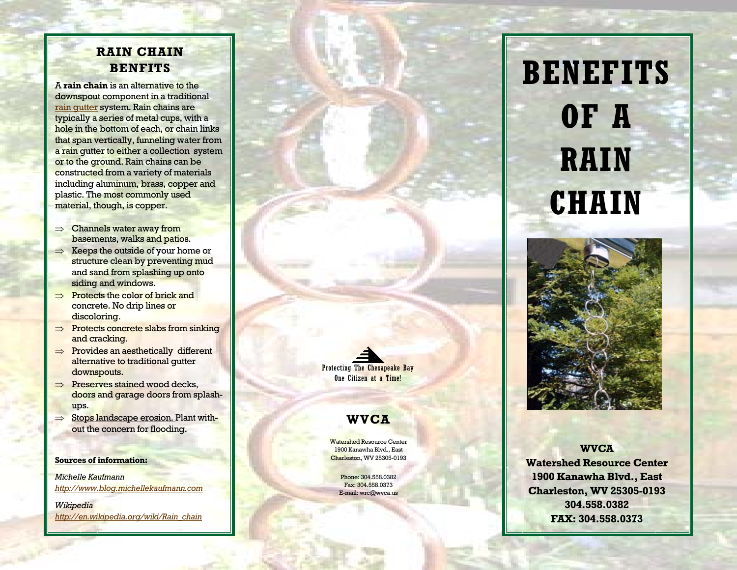## RAIN CHAIN BENFITS

A **rain chain** is an alternative to the downspout component in a traditional rain gutter system. Rain chains are typically a series of metal cups, with a hole in the bottom of each, or chain links that span vertically, funneling water from a rain gutter to either a collection system or to the ground. Rain chains can be constructed from a variety of materials including aluminum, brass, copper and plastic. The most commonly used material, though, is copper.

- ⇒ Channels water away from basements, walks and patios.
- ⇒ Keeps the outside of your home or structure clean by preventing mud and sand from splashing up onto siding and windows.
- ⇒ Protects the color of brick and concrete. No drip lines or discoloring.
- ⇒ Protects concrete slabs from sinking and cracking.
- ⇒ Provides an aesthetically different alternative to traditional gutter downspouts.
- ⇒ Preserves stained wood decks, doors and garage doors from splash-ups.
- ⇒ Stops landscape erosion. Plant with-out the concern for flooding.

**Sources of information:**

*Michelle Kaufmann*
*http://www.blog.michellekaufmann.com*

*Wikipedia*
*http://en.wikipedia.org/wiki/Rain_chain*

Protecting The Chesapeake Bay
One Citizen at a Time!

**WVCA**

Watershed Resource Center
1900 Kanawha Blvd., East
Charleston, WV 25305-0193

Phone: 304.558.0382
Fax: 304.558.0373
E-mail: wrc@wvca.us

# BENEFITS OF A RAIN CHAIN

**WVCA**
**Watershed Resource Center**
**1900 Kanawha Blvd., East**
**Charleston, WV 25305-0193**
**304.558.0382**
**FAX: 304.558.0373**